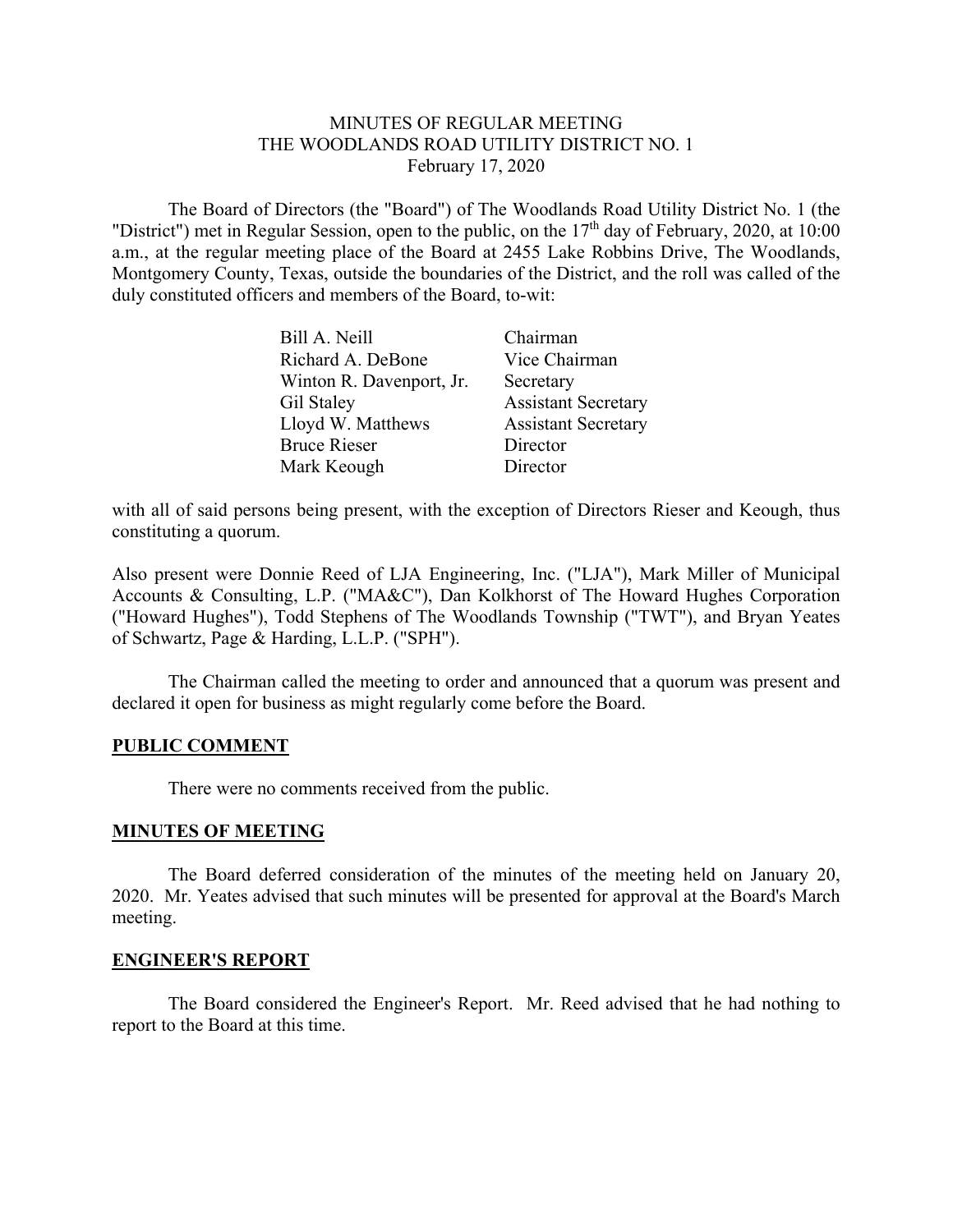MINUTES OF REGULAR MEETING
THE WOODLANDS ROAD UTILITY DISTRICT NO. 1
February 17, 2020

The Board of Directors (the "Board") of The Woodlands Road Utility District No. 1 (the "District") met in Regular Session, open to the public, on the 17th day of February, 2020, at 10:00 a.m., at the regular meeting place of the Board at 2455 Lake Robbins Drive, The Woodlands, Montgomery County, Texas, outside the boundaries of the District, and the roll was called of the duly constituted officers and members of the Board, to-wit:

| | |
|---|---|
| Bill A. Neill | Chairman |
| Richard A. DeBone | Vice Chairman |
| Winton R. Davenport, Jr. | Secretary |
| Gil Staley | Assistant Secretary |
| Lloyd W. Matthews | Assistant Secretary |
| Bruce Rieser | Director |
| Mark Keough | Director |

with all of said persons being present, with the exception of Directors Rieser and Keough, thus constituting a quorum.

Also present were Donnie Reed of LJA Engineering, Inc. ("LJA"), Mark Miller of Municipal Accounts & Consulting, L.P. ("MA&C"), Dan Kolkhorst of The Howard Hughes Corporation ("Howard Hughes"), Todd Stephens of The Woodlands Township ("TWT"), and Bryan Yeates of Schwartz, Page & Harding, L.L.P. ("SPH").

The Chairman called the meeting to order and announced that a quorum was present and declared it open for business as might regularly come before the Board.

## PUBLIC COMMENT

There were no comments received from the public.

## MINUTES OF MEETING

The Board deferred consideration of the minutes of the meeting held on January 20, 2020. Mr. Yeates advised that such minutes will be presented for approval at the Board's March meeting.

## ENGINEER'S REPORT

The Board considered the Engineer's Report. Mr. Reed advised that he had nothing to report to the Board at this time.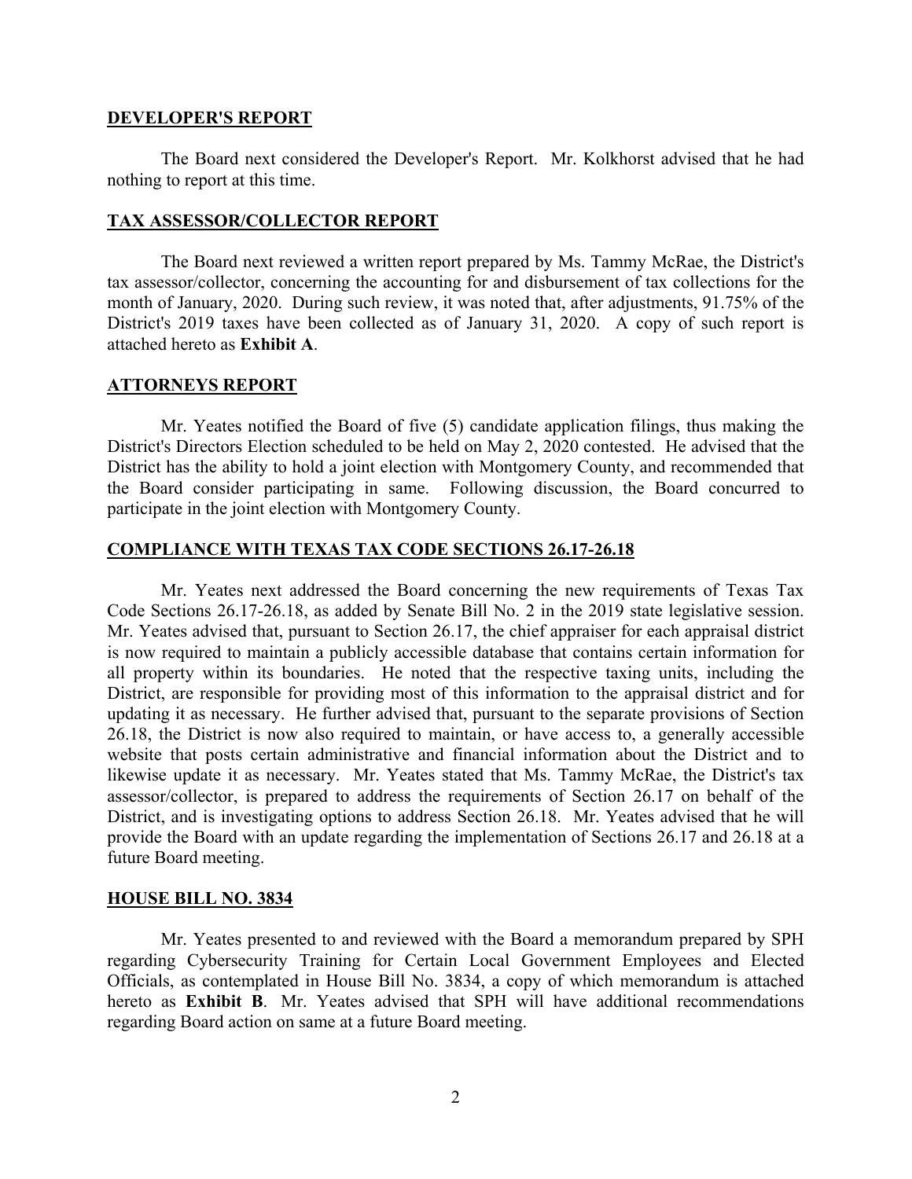## DEVELOPER'S REPORT

The Board next considered the Developer's Report. Mr. Kolkhorst advised that he had nothing to report at this time.

## TAX ASSESSOR/COLLECTOR REPORT

The Board next reviewed a written report prepared by Ms. Tammy McRae, the District's tax assessor/collector, concerning the accounting for and disbursement of tax collections for the month of January, 2020. During such review, it was noted that, after adjustments, 91.75% of the District's 2019 taxes have been collected as of January 31, 2020. A copy of such report is attached hereto as **Exhibit A**.

## ATTORNEYS REPORT

Mr. Yeates notified the Board of five (5) candidate application filings, thus making the District's Directors Election scheduled to be held on May 2, 2020 contested. He advised that the District has the ability to hold a joint election with Montgomery County, and recommended that the Board consider participating in same. Following discussion, the Board concurred to participate in the joint election with Montgomery County.

## COMPLIANCE WITH TEXAS TAX CODE SECTIONS 26.17-26.18

Mr. Yeates next addressed the Board concerning the new requirements of Texas Tax Code Sections 26.17-26.18, as added by Senate Bill No. 2 in the 2019 state legislative session. Mr. Yeates advised that, pursuant to Section 26.17, the chief appraiser for each appraisal district is now required to maintain a publicly accessible database that contains certain information for all property within its boundaries. He noted that the respective taxing units, including the District, are responsible for providing most of this information to the appraisal district and for updating it as necessary. He further advised that, pursuant to the separate provisions of Section 26.18, the District is now also required to maintain, or have access to, a generally accessible website that posts certain administrative and financial information about the District and to likewise update it as necessary. Mr. Yeates stated that Ms. Tammy McRae, the District's tax assessor/collector, is prepared to address the requirements of Section 26.17 on behalf of the District, and is investigating options to address Section 26.18. Mr. Yeates advised that he will provide the Board with an update regarding the implementation of Sections 26.17 and 26.18 at a future Board meeting.

## HOUSE BILL NO. 3834

Mr. Yeates presented to and reviewed with the Board a memorandum prepared by SPH regarding Cybersecurity Training for Certain Local Government Employees and Elected Officials, as contemplated in House Bill No. 3834, a copy of which memorandum is attached hereto as **Exhibit B**. Mr. Yeates advised that SPH will have additional recommendations regarding Board action on same at a future Board meeting.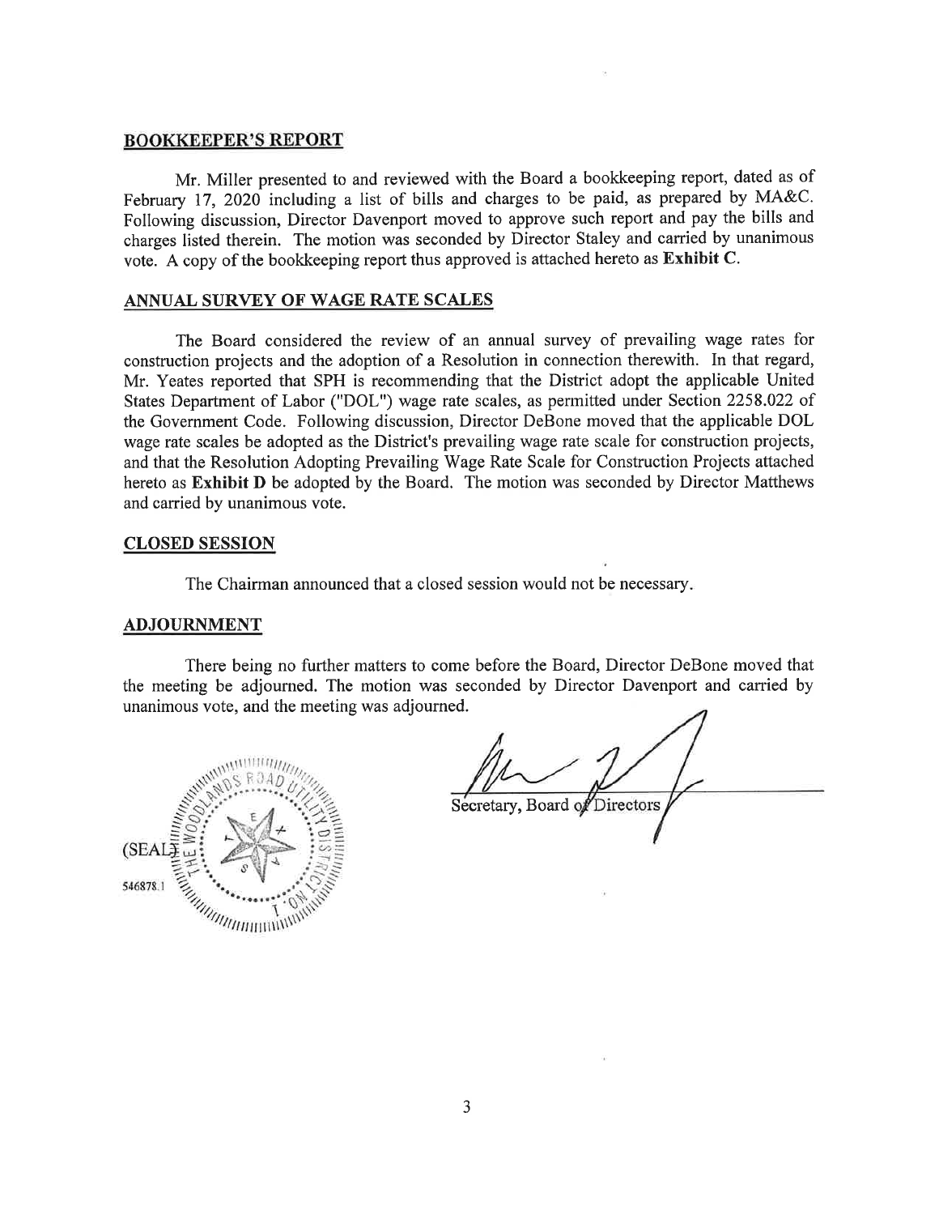## BOOKKEEPER'S REPORT

Mr. Miller presented to and reviewed with the Board a bookkeeping report, dated as of February 17, 2020 including a list of bills and charges to be paid, as prepared by MA&C. Following discussion, Director Davenport moved to approve such report and pay the bills and charges listed therein. The motion was seconded by Director Staley and carried by unanimous vote. A copy of the bookkeeping report thus approved is attached hereto as **Exhibit C**.

## ANNUAL SURVEY OF WAGE RATE SCALES

The Board considered the review of an annual survey of prevailing wage rates for construction projects and the adoption of a Resolution in connection therewith. In that regard, Mr. Yeates reported that SPH is recommending that the District adopt the applicable United States Department of Labor ("DOL") wage rate scales, as permitted under Section 2258.022 of the Government Code. Following discussion, Director DeBone moved that the applicable DOL wage rate scales be adopted as the District's prevailing wage rate scale for construction projects, and that the Resolution Adopting Prevailing Wage Rate Scale for Construction Projects attached hereto as **Exhibit D** be adopted by the Board. The motion was seconded by Director Matthews and carried by unanimous vote.

## CLOSED SESSION

The Chairman announced that a closed session would not be necessary.

## ADJOURNMENT

There being no further matters to come before the Board, Director DeBone moved that the meeting be adjourned. The motion was seconded by Director Davenport and carried by unanimous vote, and the meeting was adjourned.

Secretary, Board of Directors

(SEAL)

546878.1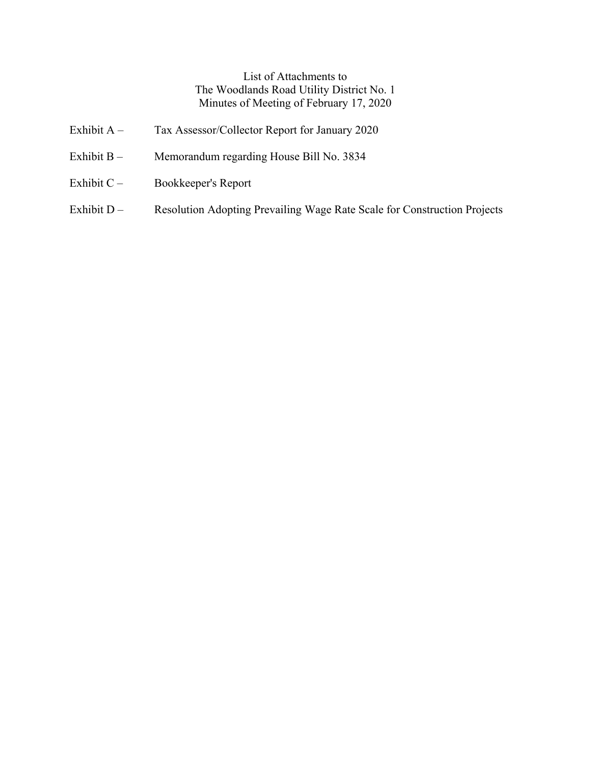List of Attachments to
The Woodlands Road Utility District No. 1
Minutes of Meeting of February 17, 2020

Exhibit A – Tax Assessor/Collector Report for January 2020

Exhibit B – Memorandum regarding House Bill No. 3834

Exhibit C – Bookkeeper's Report

Exhibit D – Resolution Adopting Prevailing Wage Rate Scale for Construction Projects